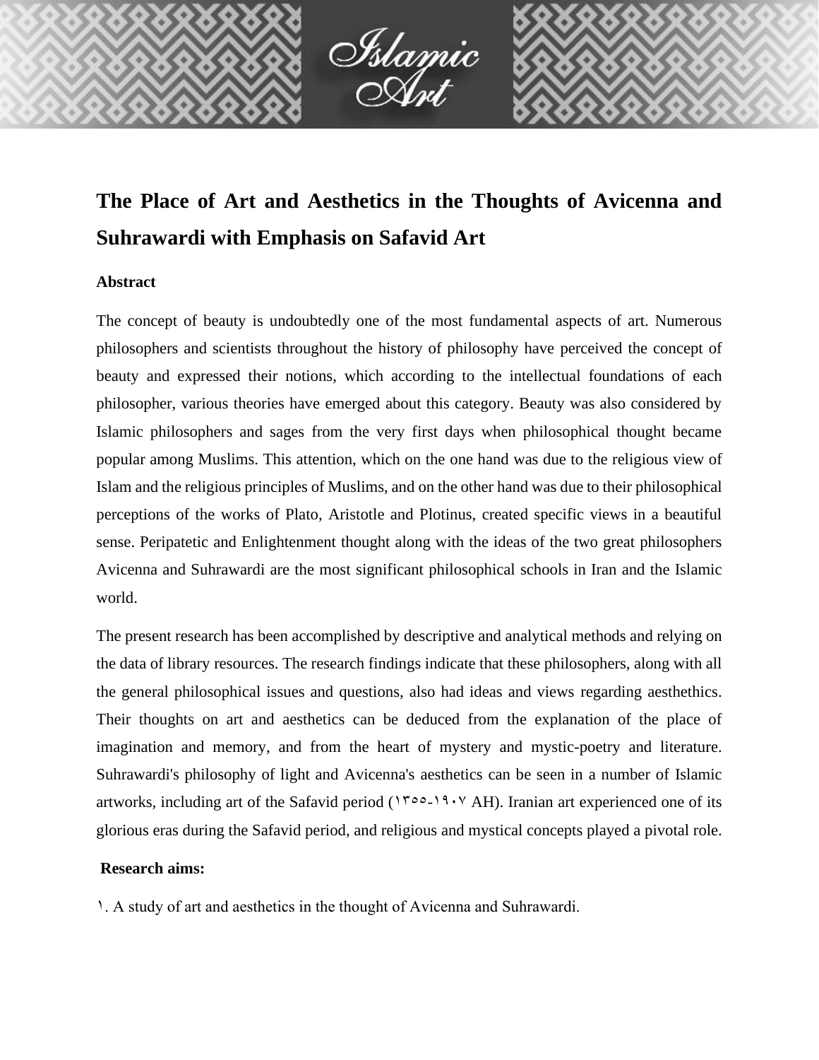# The Place of Art and Aesthetics in the Thoughts of Avicenna and Suhrawardi with Emphasis on Safavid Art

**Abstract**

The concept of beauty is undoubtedly one of the most fundamental aspects of art. Numerous philosophers and scientists throughout the history of philosophy have perceived the concept of beauty and expressed their notions, which according to the intellectual foundations of each philosopher, various theories have emerged about this category. Beauty was also considered by Islamic philosophers and sages from the very first days when philosophical thought became popular among Muslims. This attention, which on the one hand was due to the religious view of Islam and the religious principles of Muslims, and on the other hand was due to their philosophical perceptions of the works of Plato, Aristotle and Plotinus, created specific views in a beautiful sense. Peripatetic and Enlightenment thought along with the ideas of the two great philosophers Avicenna and Suhrawardi are the most significant philosophical schools in Iran and the Islamic world.

The present research has been accomplished by descriptive and analytical methods and relying on the data of library resources. The research findings indicate that these philosophers, along with all the general philosophical issues and questions, also had ideas and views regarding aesthethics. Their thoughts on art and aesthetics can be deduced from the explanation of the place of imagination and memory, and from the heart of mystery and mystic-poetry and literature. Suhrawardi's philosophy of light and Avicenna's aesthetics can be seen in a number of Islamic artworks, including art of the Safavid period (۱۳۵۵-۱۹۰۷ AH). Iranian art experienced one of its glorious eras during the Safavid period, and religious and mystical concepts played a pivotal role.

**Research aims:**

۱. A study of art and aesthetics in the thought of Avicenna and Suhrawardi.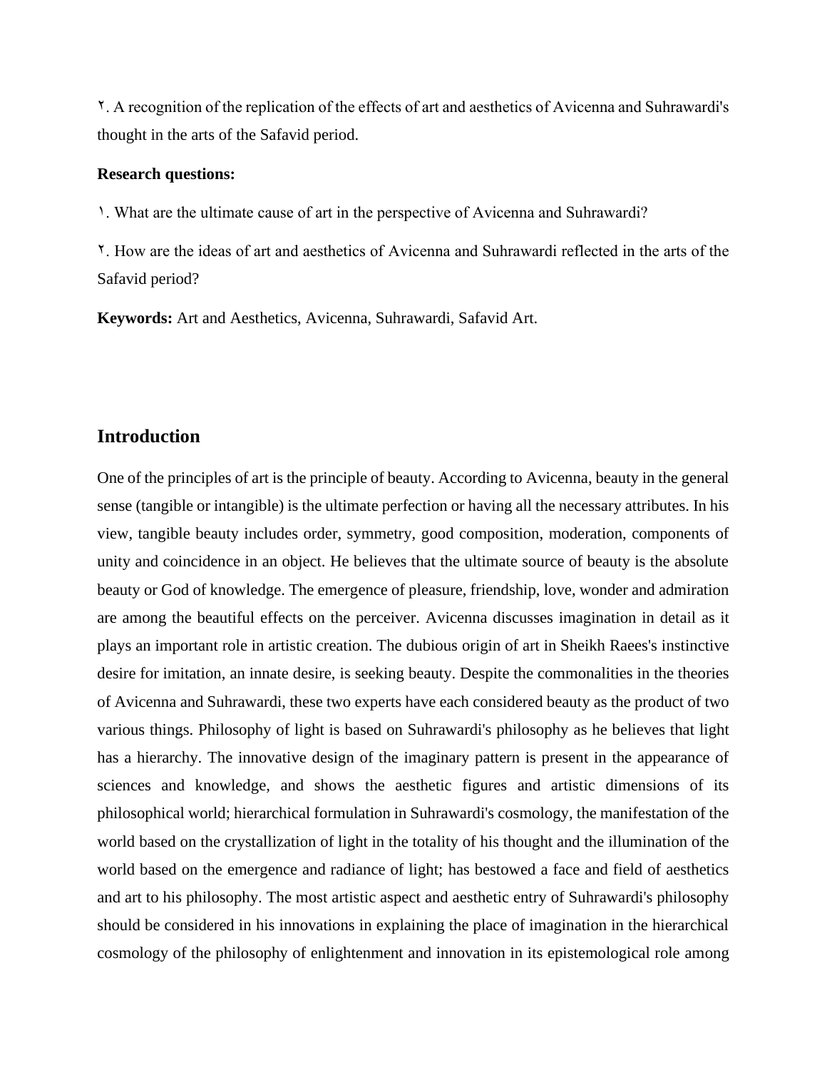٢. A recognition of the replication of the effects of art and aesthetics of Avicenna and Suhrawardi's thought in the arts of the Safavid period.

**Research questions:**

١. What are the ultimate cause of art in the perspective of Avicenna and Suhrawardi?

٢. How are the ideas of art and aesthetics of Avicenna and Suhrawardi reflected in the arts of the Safavid period?

**Keywords:** Art and Aesthetics, Avicenna, Suhrawardi, Safavid Art.

## Introduction

One of the principles of art is the principle of beauty. According to Avicenna, beauty in the general sense (tangible or intangible) is the ultimate perfection or having all the necessary attributes. In his view, tangible beauty includes order, symmetry, good composition, moderation, components of unity and coincidence in an object. He believes that the ultimate source of beauty is the absolute beauty or God of knowledge. The emergence of pleasure, friendship, love, wonder and admiration are among the beautiful effects on the perceiver. Avicenna discusses imagination in detail as it plays an important role in artistic creation. The dubious origin of art in Sheikh Raees's instinctive desire for imitation, an innate desire, is seeking beauty. Despite the commonalities in the theories of Avicenna and Suhrawardi, these two experts have each considered beauty as the product of two various things. Philosophy of light is based on Suhrawardi's philosophy as he believes that light has a hierarchy. The innovative design of the imaginary pattern is present in the appearance of sciences and knowledge, and shows the aesthetic figures and artistic dimensions of its philosophical world; hierarchical formulation in Suhrawardi's cosmology, the manifestation of the world based on the crystallization of light in the totality of his thought and the illumination of the world based on the emergence and radiance of light; has bestowed a face and field of aesthetics and art to his philosophy. The most artistic aspect and aesthetic entry of Suhrawardi's philosophy should be considered in his innovations in explaining the place of imagination in the hierarchical cosmology of the philosophy of enlightenment and innovation in its epistemological role among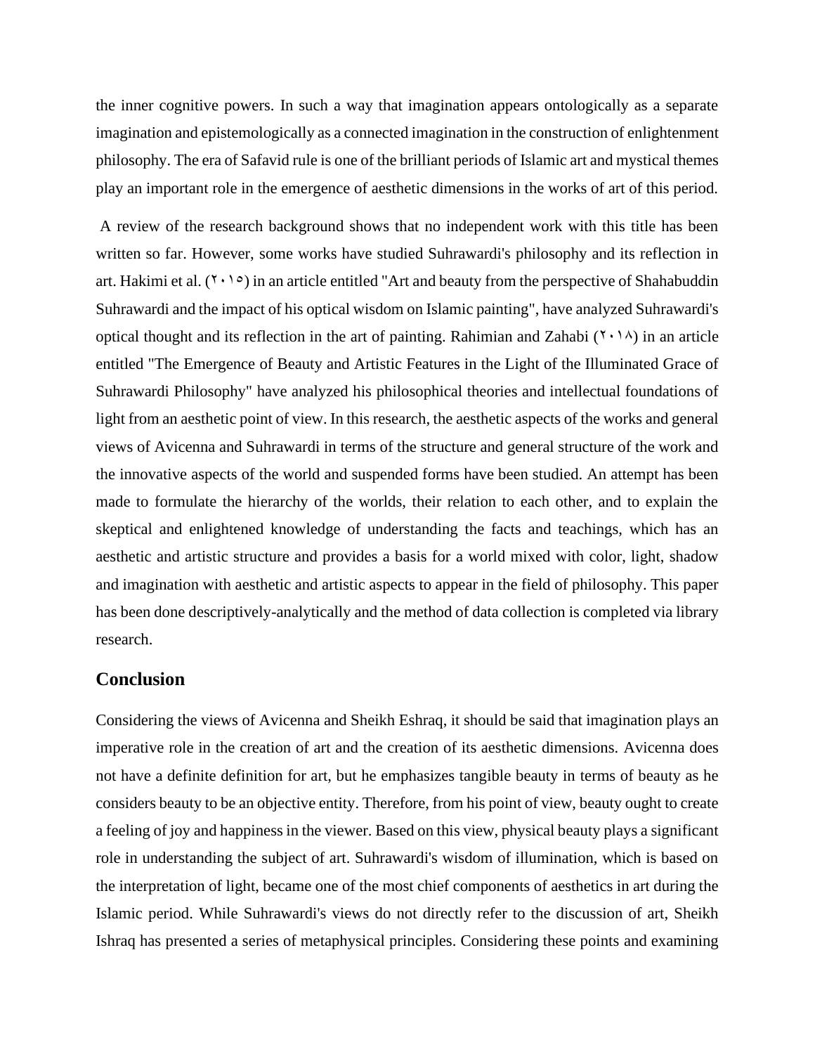the inner cognitive powers. In such a way that imagination appears ontologically as a separate imagination and epistemologically as a connected imagination in the construction of enlightenment philosophy. The era of Safavid rule is one of the brilliant periods of Islamic art and mystical themes play an important role in the emergence of aesthetic dimensions in the works of art of this period.

A review of the research background shows that no independent work with this title has been written so far. However, some works have studied Suhrawardi's philosophy and its reflection in art. Hakimi et al. (۲۰۱۵) in an article entitled "Art and beauty from the perspective of Shahabuddin Suhrawardi and the impact of his optical wisdom on Islamic painting", have analyzed Suhrawardi's optical thought and its reflection in the art of painting. Rahimian and Zahabi (۲۰۱۸) in an article entitled "The Emergence of Beauty and Artistic Features in the Light of the Illuminated Grace of Suhrawardi Philosophy" have analyzed his philosophical theories and intellectual foundations of light from an aesthetic point of view. In this research, the aesthetic aspects of the works and general views of Avicenna and Suhrawardi in terms of the structure and general structure of the work and the innovative aspects of the world and suspended forms have been studied. An attempt has been made to formulate the hierarchy of the worlds, their relation to each other, and to explain the skeptical and enlightened knowledge of understanding the facts and teachings, which has an aesthetic and artistic structure and provides a basis for a world mixed with color, light, shadow and imagination with aesthetic and artistic aspects to appear in the field of philosophy. This paper has been done descriptively-analytically and the method of data collection is completed via library research.

## Conclusion

Considering the views of Avicenna and Sheikh Eshraq, it should be said that imagination plays an imperative role in the creation of art and the creation of its aesthetic dimensions. Avicenna does not have a definite definition for art, but he emphasizes tangible beauty in terms of beauty as he considers beauty to be an objective entity. Therefore, from his point of view, beauty ought to create a feeling of joy and happiness in the viewer. Based on this view, physical beauty plays a significant role in understanding the subject of art. Suhrawardi's wisdom of illumination, which is based on the interpretation of light, became one of the most chief components of aesthetics in art during the Islamic period. While Suhrawardi's views do not directly refer to the discussion of art, Sheikh Ishraq has presented a series of metaphysical principles. Considering these points and examining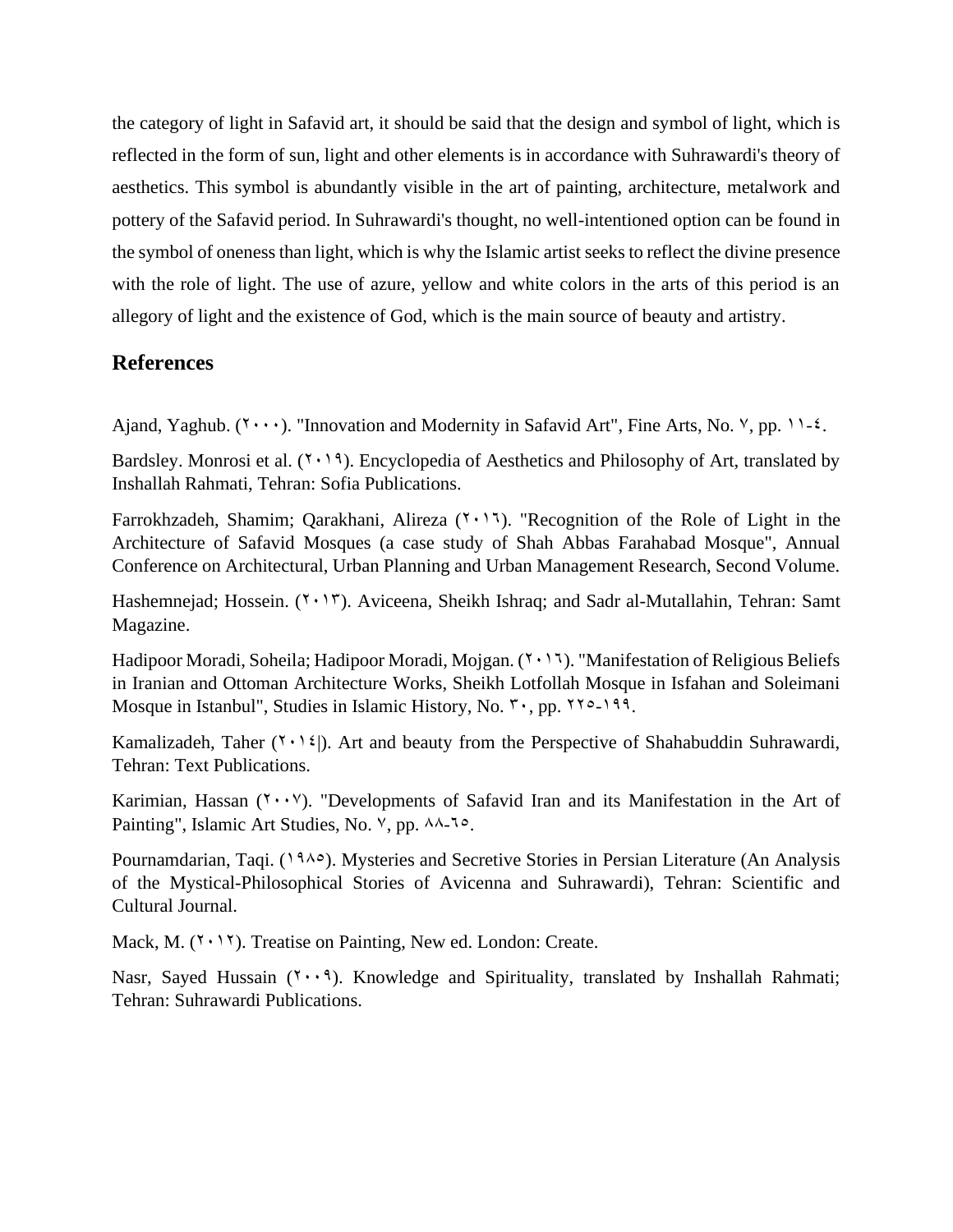the category of light in Safavid art, it should be said that the design and symbol of light, which is reflected in the form of sun, light and other elements is in accordance with Suhrawardi's theory of aesthetics. This symbol is abundantly visible in the art of painting, architecture, metalwork and pottery of the Safavid period. In Suhrawardi's thought, no well-intentioned option can be found in the symbol of oneness than light, which is why the Islamic artist seeks to reflect the divine presence with the role of light. The use of azure, yellow and white colors in the arts of this period is an allegory of light and the existence of God, which is the main source of beauty and artistry.

## References

Ajand, Yaghub. (۲۰۰۰). "Innovation and Modernity in Safavid Art", Fine Arts, No. ۷, pp. ۱۱-٤.

Bardsley. Monrosi et al. (۲۰۱۹). Encyclopedia of Aesthetics and Philosophy of Art, translated by Inshallah Rahmati, Tehran: Sofia Publications.

Farrokhzadeh, Shamim; Qarakhani, Alireza (۲۰۱٦). "Recognition of the Role of Light in the Architecture of Safavid Mosques (a case study of Shah Abbas Farahabad Mosque", Annual Conference on Architectural, Urban Planning and Urban Management Research, Second Volume.

Hashemnejad; Hossein. (۲۰۱۳). Aviceena, Sheikh Ishraq; and Sadr al-Mutallahin, Tehran: Samt Magazine.

Hadipoor Moradi, Soheila; Hadipoor Moradi, Mojgan. (۲۰۱٦). "Manifestation of Religious Beliefs in Iranian and Ottoman Architecture Works, Sheikh Lotfollah Mosque in Isfahan and Soleimani Mosque in Istanbul", Studies in Islamic History, No. ۳۰, pp. ۲۲٥-۱۹۹.

Kamalizadeh, Taher (۲۰۱٤|). Art and beauty from the Perspective of Shahabuddin Suhrawardi, Tehran: Text Publications.

Karimian, Hassan (۲۰۰۷). "Developments of Safavid Iran and its Manifestation in the Art of Painting", Islamic Art Studies, No. ۷, pp. ۸۸-٦٥.

Pournamdarian, Taqi. (۱۹۸٥). Mysteries and Secretive Stories in Persian Literature (An Analysis of the Mystical-Philosophical Stories of Avicenna and Suhrawardi), Tehran: Scientific and Cultural Journal.

Mack, M. (۲۰۱۲). Treatise on Painting, New ed. London: Create.

Nasr, Sayed Hussain (۲۰۰۹). Knowledge and Spirituality, translated by Inshallah Rahmati; Tehran: Suhrawardi Publications.